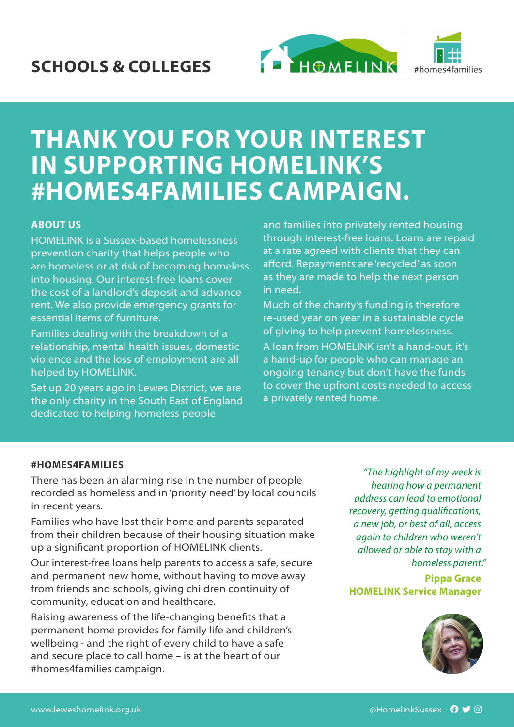SCHOOLS & COLLEGES

HOMELINK #homes4families

# THANK YOU FOR YOUR INTEREST IN SUPPORTING HOMELINK'S #HOMES4FAMILIES CAMPAIGN.

## ABOUT US

HOMELINK is a Sussex-based homelessness prevention charity that helps people who are homeless or at risk of becoming homeless into housing. Our interest-free loans cover the cost of a landlord's deposit and advance rent. We also provide emergency grants for essential items of furniture.

Families dealing with the breakdown of a relationship, mental health issues, domestic violence and the loss of employment are all helped by HOMELINK.

Set up 20 years ago in Lewes District, we are the only charity in the South East of England dedicated to helping homeless people and families into privately rented housing through interest-free loans. Loans are repaid at a rate agreed with clients that they can afford. Repayments are 'recycled' as soon as they are made to help the next person in need.

Much of the charity's funding is therefore re-used year on year in a sustainable cycle of giving to help prevent homelessness.

A loan from HOMELINK isn't a hand-out, it's a hand-up for people who can manage an ongoing tenancy but don't have the funds to cover the upfront costs needed to access a privately rented home.

## #HOMES4FAMILIES

There has been an alarming rise in the number of people recorded as homeless and in 'priority need' by local councils in recent years.

Families who have lost their home and parents separated from their children because of their housing situation make up a significant proportion of HOMELINK clients.

Our interest-free loans help parents to access a safe, secure and permanent new home, without having to move away from friends and schools, giving children continuity of community, education and healthcare.

Raising awareness of the life-changing benefits that a permanent home provides for family life and children's wellbeing - and the right of every child to have a safe and secure place to call home – is at the heart of our #homes4families campaign.

*"The highlight of my week is hearing how a permanent address can lead to emotional recovery, getting qualifications, a new job, or best of all, access again to children who weren't allowed or able to stay with a homeless parent."*

**Pippa Grace**
**HOMELINK Service Manager**

www.leweshomelink.org.uk @HomelinkSussex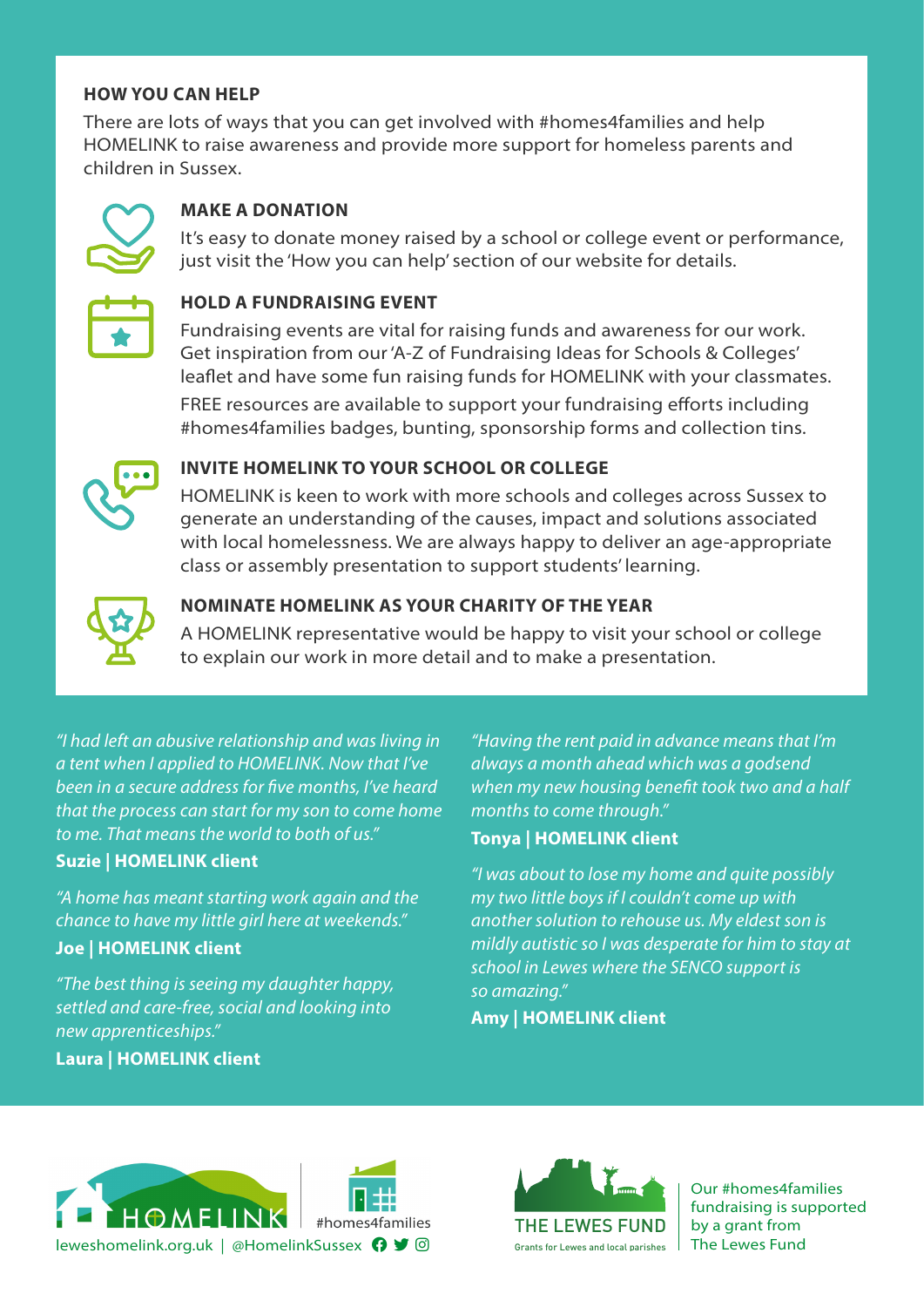## HOW YOU CAN HELP

There are lots of ways that you can get involved with #homes4families and help HOMELINK to raise awareness and provide more support for homeless parents and children in Sussex.

### MAKE A DONATION

It's easy to donate money raised by a school or college event or performance, just visit the 'How you can help' section of our website for details.

### HOLD A FUNDRAISING EVENT

Fundraising events are vital for raising funds and awareness for our work. Get inspiration from our 'A-Z of Fundraising Ideas for Schools & Colleges' leaflet and have some fun raising funds for HOMELINK with your classmates.

FREE resources are available to support your fundraising efforts including #homes4families badges, bunting, sponsorship forms and collection tins.

### INVITE HOMELINK TO YOUR SCHOOL OR COLLEGE

HOMELINK is keen to work with more schools and colleges across Sussex to generate an understanding of the causes, impact and solutions associated with local homelessness. We are always happy to deliver an age-appropriate class or assembly presentation to support students' learning.

### NOMINATE HOMELINK AS YOUR CHARITY OF THE YEAR

A HOMELINK representative would be happy to visit your school or college to explain our work in more detail and to make a presentation.

*"I had left an abusive relationship and was living in a tent when I applied to HOMELINK. Now that I've been in a secure address for five months, I've heard that the process can start for my son to come home to me. That means the world to both of us."*

**Suzie | HOMELINK client**

*"A home has meant starting work again and the chance to have my little girl here at weekends."*

**Joe | HOMELINK client**

*"The best thing is seeing my daughter happy, settled and care-free, social and looking into new apprenticeships."*

**Laura | HOMELINK client**

*"Having the rent paid in advance means that I'm always a month ahead which was a godsend when my new housing benefit took two and a half months to come through."*

**Tonya | HOMELINK client**

*"I was about to lose my home and quite possibly my two little boys if I couldn't come up with another solution to rehouse us. My eldest son is mildly autistic so I was desperate for him to stay at school in Lewes where the SENCO support is so amazing."*

**Amy | HOMELINK client**

HOMELINK #homes4families

leweshomelink.org.uk | @HomelinkSussex

THE LEWES FUND
Grants for Lewes and local parishes

Our #homes4families fundraising is supported by a grant from The Lewes Fund